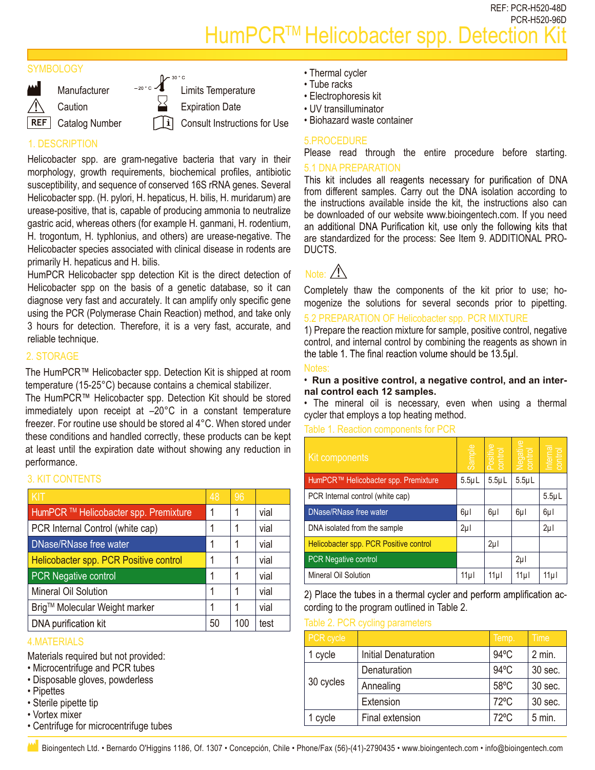REF: PCR-H520-48D
PCR-H520-96D

# HumPCR™ Helicobacter spp. Detection Kit

## SYMBOLOGY

- Manufacturer
- Caution
- REF Catalog Number
- Limits Temperature (–20 °C – 30 °C)
- Expiration Date
- Consult Instructions for Use

## 1. DESCRIPTION

Helicobacter spp. are gram-negative bacteria that vary in their morphology, growth requirements, biochemical profiles, antibiotic susceptibility, and sequence of conserved 16S rRNA genes. Several Helicobacter spp. (H. pylori, H. hepaticus, H. bilis, H. muridarum) are urease-positive, that is, capable of producing ammonia to neutralize gastric acid, whereas others (for example H. ganmani, H. rodentium, H. trogontum, H. typhlonius, and others) are urease-negative. The Helicobacter species associated with clinical disease in rodents are primarily H. hepaticus and H. bilis.

HumPCR Helicobacter spp detection Kit is the direct detection of Helicobacter spp on the basis of a genetic database, so it can diagnose very fast and accurately. It can amplify only specific gene using the PCR (Polymerase Chain Reaction) method, and take only 3 hours for detection. Therefore, it is a very fast, accurate, and reliable technique.

## 2. STORAGE

The HumPCR™ Helicobacter spp. Detection Kit is shipped at room temperature (15-25°C) because contains a chemical stabilizer.

The HumPCR™ Helicobacter spp. Detection Kit should be stored immediately upon receipt at –20°C in a constant temperature freezer. For routine use should be stored al 4°C. When stored under these conditions and handled correctly, these products can be kept at least until the expiration date without showing any reduction in performance.

## 3. KIT CONTENTS

| KIT | 48 | 96 | |
|---|---|---|---|
| HumPCR ™ Helicobacter spp. Premixture | 1 | 1 | vial |
| PCR Internal Control (white cap) | 1 | 1 | vial |
| DNase/RNase free water | 1 | 1 | vial |
| Helicobacter spp. PCR Positive control | 1 | 1 | vial |
| PCR Negative control | 1 | 1 | vial |
| Mineral Oil Solution | 1 | 1 | vial |
| Brig™ Molecular Weight marker | 1 | 1 | vial |
| DNA purification kit | 50 | 100 | test |

## 4.MATERIALS

Materials required but not provided:

- Microcentrifuge and PCR tubes
- Disposable gloves, powderless
- Pipettes
- Sterile pipette tip
- Vortex mixer
- Centrifuge for microcentrifuge tubes
- Thermal cycler
- Tube racks
- Electrophoresis kit
- UV transilluminator
- Biohazard waste container

## 5.PROCEDURE

Please read through the entire procedure before starting.

### 5.1 DNA PREPARATION

This kit includes all reagents necessary for purification of DNA from different samples. Carry out the DNA isolation according to the instructions available inside the kit, the instructions also can be downloaded of our website www.bioingentech.com. If you need an additional DNA Purification kit, use only the following kits that are standardized for the process: See Item 9. ADDITIONAL PRODUCTS.

Note: ⚠

Completely thaw the components of the kit prior to use; homogenize the solutions for several seconds prior to pipetting.

### 5.2 PREPARATION OF Helicobacter spp. PCR MIXTURE

1) Prepare the reaction mixture for sample, positive control, negative control, and internal control by combining the reagents as shown in the table 1. The final reaction volume should be 13.5µl.

Notes:

- **Run a positive control, a negative control, and an internal control each 12 samples.**
- The mineral oil is necessary, even when using a thermal cycler that employs a top heating method.

Table 1. Reaction components for PCR

| Kit components | Sample | Positive control | Negative control | Internal control |
|---|---|---|---|---|
| HumPCR™ Helicobacter spp. Premixture | 5.5µL | 5.5µL | 5.5µL | |
| PCR Internal control (white cap) | | | | 5.5µL |
| DNase/RNase free water | 6µl | 6µl | 6µl | 6µl |
| DNA isolated from the sample | 2µl | | | 2µl |
| Helicobacter spp. PCR Positive control | | 2µl | | |
| PCR Negative control | | | 2µl | |
| Mineral Oil Solution | 11µl | 11µl | 11µl | 11µl |

2) Place the tubes in a thermal cycler and perform amplification according to the program outlined in Table 2.

Table 2. PCR cycling parameters

| PCR cycle | | Temp. | Time |
|---|---|---|---|
| 1 cycle | Initial Denaturation | 94ºC | 2 min. |
| 30 cycles | Denaturation | 94ºC | 30 sec. |
| | Annealing | 58ºC | 30 sec. |
| | Extension | 72ºC | 30 sec. |
| 1 cycle | Final extension | 72ºC | 5 min. |

Bioingentech Ltd. • Bernardo O'Higgins 1186, Of. 1307 • Concepción, Chile • Phone/Fax (56)-(41)-2790435 • www.bioingentech.com • info@bioingentech.com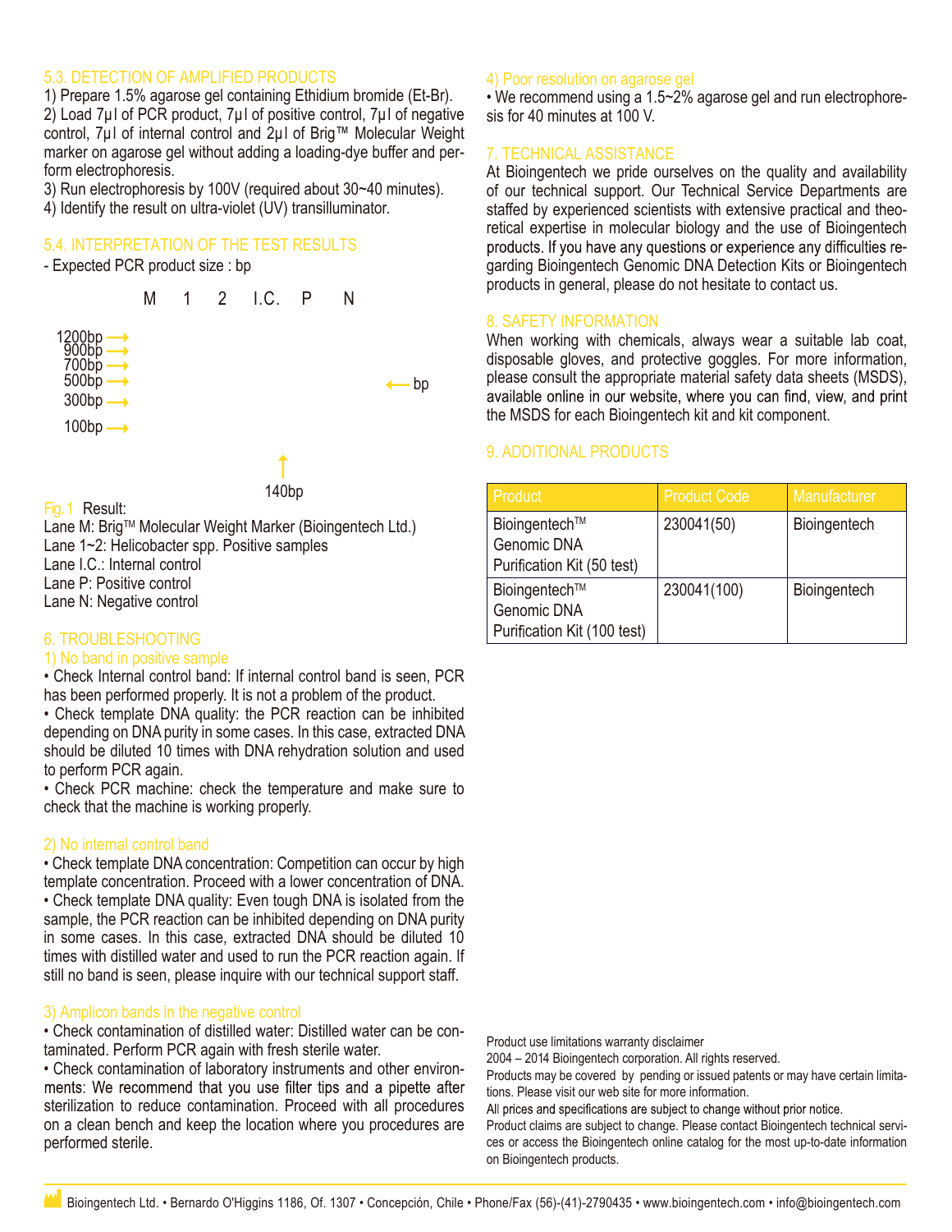## 5.3. DETECTION OF AMPLIFIED PRODUCTS

1) Prepare 1.5% agarose gel containing Ethidium bromide (Et-Br).
2) Load 7µl of PCR product, 7µl of positive control, 7µl of negative control, 7µl of internal control and 2µl of Brig™ Molecular Weight marker on agarose gel without adding a loading-dye buffer and perform electrophoresis.
3) Run electrophoresis by 100V (required about 30~40 minutes).
4) Identify the result on ultra-violet (UV) transilluminator.

## 5.4. INTERPRETATION OF THE TEST RESULTS

- Expected PCR product size : bp

M 1 2 I.C. P N

1200bp →
900bp →
700bp →
500bp →
300bp →
100bp →

← bp

↑
140bp

Fig. 1 Result:
Lane M: Brig™ Molecular Weight Marker (Bioingentech Ltd.)
Lane 1~2: Helicobacter spp. Positive samples
Lane I.C.: Internal control
Lane P: Positive control
Lane N: Negative control

## 6. TROUBLESHOOTING

### 1) No band in positive sample

• Check Internal control band: If internal control band is seen, PCR has been performed properly. It is not a problem of the product.
• Check template DNA quality: the PCR reaction can be inhibited depending on DNA purity in some cases. In this case, extracted DNA should be diluted 10 times with DNA rehydration solution and used to perform PCR again.
• Check PCR machine: check the temperature and make sure to check that the machine is working properly.

### 2) No internal control band

• Check template DNA concentration: Competition can occur by high template concentration. Proceed with a lower concentration of DNA.
• Check template DNA quality: Even tough DNA is isolated from the sample, the PCR reaction can be inhibited depending on DNA purity in some cases. In this case, extracted DNA should be diluted 10 times with distilled water and used to run the PCR reaction again. If still no band is seen, please inquire with our technical support staff.

### 3) Amplicon bands in the negative control

• Check contamination of distilled water: Distilled water can be contaminated. Perform PCR again with fresh sterile water.
• Check contamination of laboratory instruments and other environments: We recommend that you use filter tips and a pipette after sterilization to reduce contamination. Proceed with all procedures on a clean bench and keep the location where you procedures are performed sterile.

### 4) Poor resolution on agarose gel

• We recommend using a 1.5~2% agarose gel and run electrophoresis for 40 minutes at 100 V.

## 7. TECHNICAL ASSISTANCE

At Bioingentech we pride ourselves on the quality and availability of our technical support. Our Technical Service Departments are staffed by experienced scientists with extensive practical and theoretical expertise in molecular biology and the use of Bioingentech products. If you have any questions or experience any difficulties regarding Bioingentech Genomic DNA Detection Kits or Bioingentech products in general, please do not hesitate to contact us.

## 8. SAFETY INFORMATION

When working with chemicals, always wear a suitable lab coat, disposable gloves, and protective goggles. For more information, please consult the appropriate material safety data sheets (MSDS), available online in our website, where you can find, view, and print the MSDS for each Bioingentech kit and kit component.

## 9. ADDITIONAL PRODUCTS

| Product | Product Code | Manufacturer |
|---|---|---|
| Bioingentech™ Genomic DNA Purification Kit (50 test) | 230041(50) | Bioingentech |
| Bioingentech™ Genomic DNA Purification Kit (100 test) | 230041(100) | Bioingentech |

Product use limitations warranty disclaimer
2004 – 2014 Bioingentech corporation. All rights reserved.
Products may be covered by pending or issued patents or may have certain limitations. Please visit our web site for more information.
All prices and specifications are subject to change without prior notice.
Product claims are subject to change. Please contact Bioingentech technical services or access the Bioingentech online catalog for the most up-to-date information on Bioingentech products.

Bioingentech Ltd. • Bernardo O'Higgins 1186, Of. 1307 • Concepción, Chile • Phone/Fax (56)-(41)-2790435 • www.bioingentech.com • info@bioingentech.com